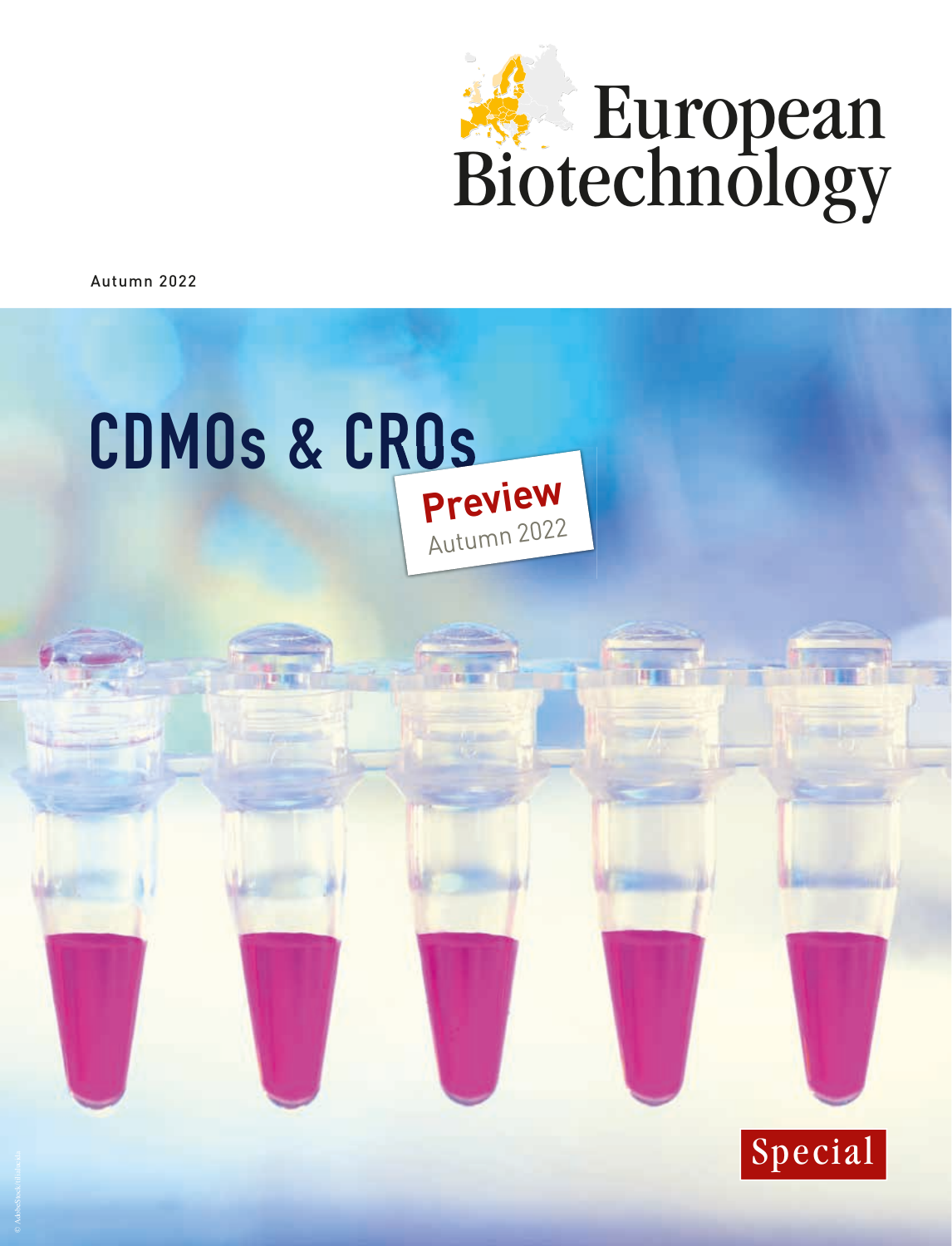# European Biotechnology

Autumn 2022

# CDMOs & CROs

**Preview**
Autumn 2022

Special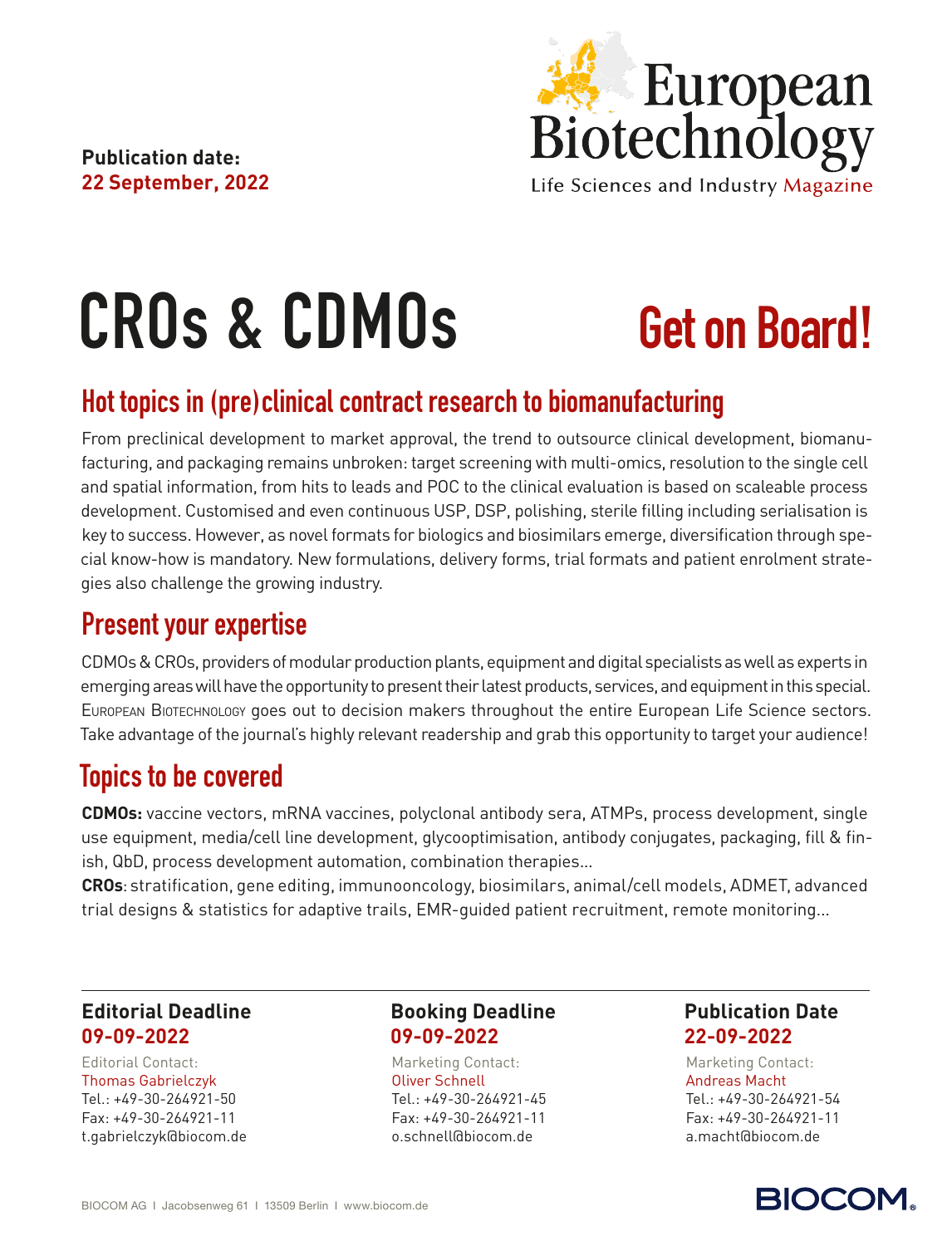**Publication date:**
**22 September, 2022**

European Biotechnology
Life Sciences and Industry Magazine

# CROs & CDMOs

# Get on Board!

## Hot topics in (pre)clinical contract research to biomanufacturing

From preclinical development to market approval, the trend to outsource clinical development, biomanufacturing, and packaging remains unbroken: target screening with multi-omics, resolution to the single cell and spatial information, from hits to leads and POC to the clinical evaluation is based on scaleable process development. Customised and even continuous USP, DSP, polishing, sterile filling including serialisation is key to success. However, as novel formats for biologics and biosimilars emerge, diversification through special know-how is mandatory. New formulations, delivery forms, trial formats and patient enrolment strategies also challenge the growing industry.

## Present your expertise

CDMOs & CROs, providers of modular production plants, equipment and digital specialists as well as experts in emerging areas will have the opportunity to present their latest products, services, and equipment in this special. European Biotechnology goes out to decision makers throughout the entire European Life Science sectors. Take advantage of the journal's highly relevant readership and grab this opportunity to target your audience!

## Topics to be covered

**CDMOs:** vaccine vectors, mRNA vaccines, polyclonal antibody sera, ATMPs, process development, single use equipment, media/cell line development, glycooptimisation, antibody conjugates, packaging, fill & finish, QbD, process development automation, combination therapies...

**CROs**: stratification, gene editing, immunooncology, biosimilars, animal/cell models, ADMET, advanced trial designs & statistics for adaptive trails, EMR-guided patient recruitment, remote monitoring...

---

**Editorial Deadline**
**09-09-2022**

Editorial Contact:
Thomas Gabrielczyk
Tel.: +49-30-264921-50
Fax: +49-30-264921-11
t.gabrielczyk@biocom.de

**Booking Deadline**
**09-09-2022**

Marketing Contact:
Oliver Schnell
Tel.: +49-30-264921-45
Fax: +49-30-264921-11
o.schnell@biocom.de

**Publication Date**
**22-09-2022**

Marketing Contact:
Andreas Macht
Tel.: +49-30-264921-54
Fax: +49-30-264921-11
a.macht@biocom.de

BIOCOM AG | Jacobsenweg 61 | 13509 Berlin | www.biocom.de

BIOCOM.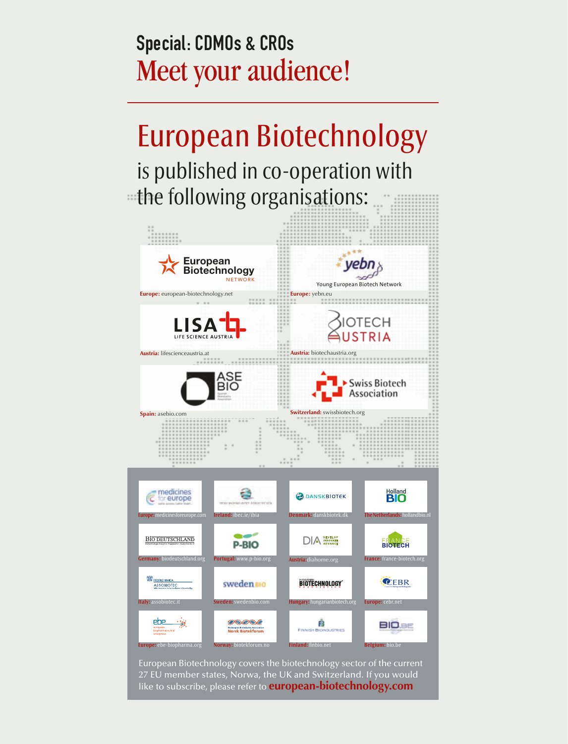**Special: CDMOs & CROs**

# Meet your audience!

## European Biotechnology

is published in co-operation with the following organisations:

**Europe:** european-biotechnology.net

**Europe:** yebn.eu

**Austria:** lifescienceaustria.at

**Austria:** biotechaustria.org

**Spain:** asebio.com

**Switzerland:** swissbiotech.org

**Europe:** medicinesforeurope.com

**Ireland:** ibec.ie/ibia

**Denmark:** danskbiotek.dk

**The Netherlands:** hollandbio.nl

**Germany:** biodeutschland.org

**Portugal:** www.p-bio.org

**Austria:** diahome.org

**France:** france-biotech.org

**Italy:** assobiotec.it

**Sweden:** swedenbio.com

**Hungary:** hungarianbiotech.org

**Europe:** cebr.net

**Europe:** ebe-biopharma.org

**Norway:** biotekforum.no

**Finland:** finbio.net

**Belgium:** bio.be

European Biotechnology covers the biotechnology sector of the current 27 EU member states, Norwa, the UK and Switzerland. If you would like to subscribe, please refer to **european-biotechnology.com**